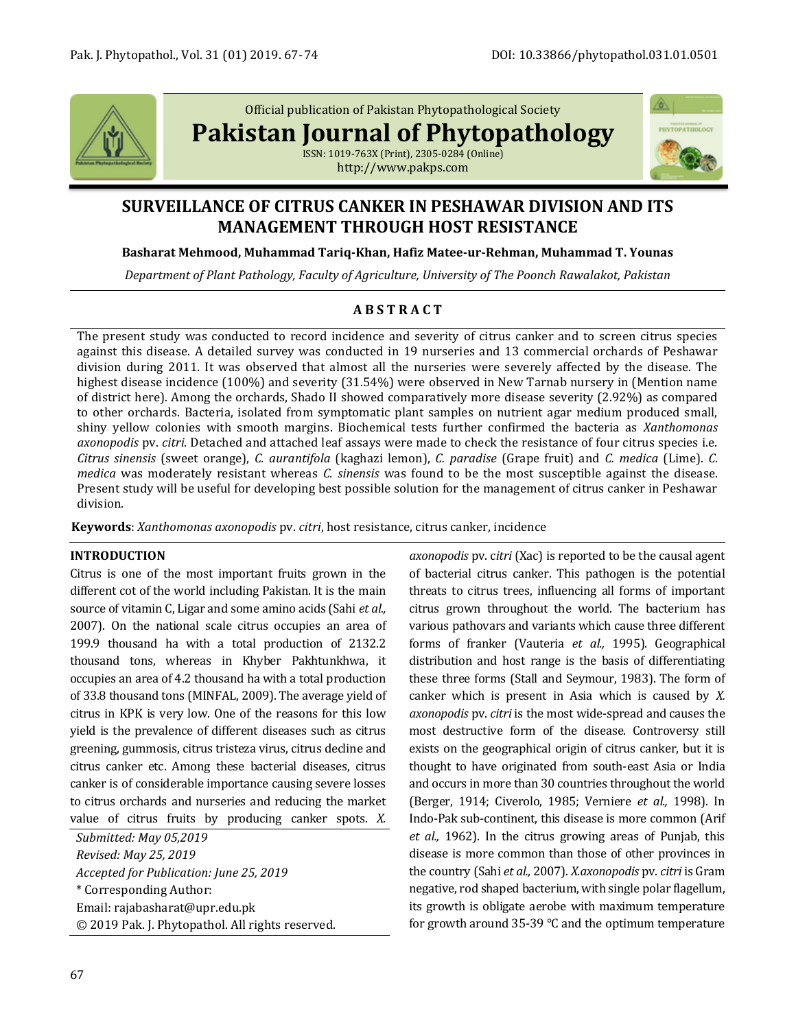Official publication of Pakistan Phytopathological Society

**Pakistan Journal of Phytopathology**

ISSN: 1019-763X (Print), 2305-0284 (Online)

http://www.pakps.com

# SURVEILLANCE OF CITRUS CANKER IN PESHAWAR DIVISION AND ITS MANAGEMENT THROUGH HOST RESISTANCE

**Basharat Mehmood, Muhammad Tariq-Khan, Hafiz Matee-ur-Rehman, Muhammad T. Younas**

*Department of Plant Pathology, Faculty of Agriculture, University of The Poonch Rawalakot, Pakistan*

## A B S T R A C T

The present study was conducted to record incidence and severity of citrus canker and to screen citrus species against this disease. A detailed survey was conducted in 19 nurseries and 13 commercial orchards of Peshawar division during 2011. It was observed that almost all the nurseries were severely affected by the disease. The highest disease incidence (100%) and severity (31.54%) were observed in New Tarnab nursery in (Mention name of district here). Among the orchards, Shado II showed comparatively more disease severity (2.92%) as compared to other orchards. Bacteria, isolated from symptomatic plant samples on nutrient agar medium produced small, shiny yellow colonies with smooth margins. Biochemical tests further confirmed the bacteria as *Xanthomonas axonopodis* pv. *citri*. Detached and attached leaf assays were made to check the resistance of four citrus species i.e. *Citrus sinensis* (sweet orange), *C. aurantifola* (kaghazi lemon), *C. paradise* (Grape fruit) and *C. medica* (Lime). *C. medica* was moderately resistant whereas *C. sinensis* was found to be the most susceptible against the disease. Present study will be useful for developing best possible solution for the management of citrus canker in Peshawar division.

**Keywords**: *Xanthomonas axonopodis* pv. *citri*, host resistance, citrus canker, incidence

## INTRODUCTION

Citrus is one of the most important fruits grown in the different cot of the world including Pakistan. It is the main source of vitamin C, Ligar and some amino acids (Sahi *et al.,* 2007). On the national scale citrus occupies an area of 199.9 thousand ha with a total production of 2132.2 thousand tons, whereas in Khyber Pakhtunkhwa, it occupies an area of 4.2 thousand ha with a total production of 33.8 thousand tons (MINFAL, 2009). The average yield of citrus in KPK is very low. One of the reasons for this low yield is the prevalence of different diseases such as citrus greening, gummosis, citrus tristeza virus, citrus decline and citrus canker etc. Among these bacterial diseases, citrus canker is of considerable importance causing severe losses to citrus orchards and nurseries and reducing the market value of citrus fruits by producing canker spots. *X. axonopodis* pv. *citri* (Xac) is reported to be the causal agent of bacterial citrus canker. This pathogen is the potential threats to citrus trees, influencing all forms of important citrus grown throughout the world. The bacterium has various pathovars and variants which cause three different forms of franker (Vauteria *et al.,* 1995). Geographical distribution and host range is the basis of differentiating these three forms (Stall and Seymour, 1983). The form of canker which is present in Asia which is caused by *X. axonopodis* pv. *citri* is the most wide-spread and causes the most destructive form of the disease. Controversy still exists on the geographical origin of citrus canker, but it is thought to have originated from south-east Asia or India and occurs in more than 30 countries throughout the world (Berger, 1914; Civerolo, 1985; Verniere *et al.,* 1998). In Indo-Pak sub-continent, this disease is more common (Arif *et al.,* 1962). In the citrus growing areas of Punjab, this disease is more common than those of other provinces in the country (Sahi *et al.,* 2007). *X.axonopodis* pv. *citri* is Gram negative, rod shaped bacterium, with single polar flagellum, its growth is obligate aerobe with maximum temperature for growth around 35-39 °C and the optimum temperature

*Submitted: May 05,2019*
*Revised: May 25, 2019*
*Accepted for Publication: June 25, 2019*
\* Corresponding Author:
Email: rajabasharat@upr.edu.pk
© 2019 Pak. J. Phytopathol. All rights reserved.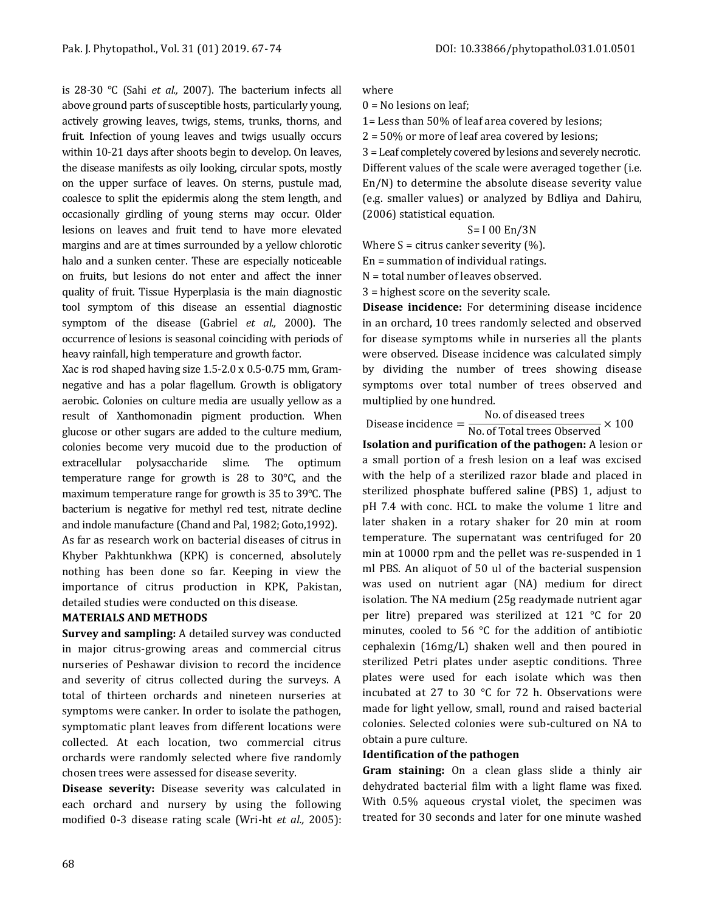is 28-30 °C (Sahi *et al.,* 2007). The bacterium infects all above ground parts of susceptible hosts, particularly young, actively growing leaves, twigs, stems, trunks, thorns, and fruit. Infection of young leaves and twigs usually occurs within 10-21 days after shoots begin to develop. On leaves, the disease manifests as oily looking, circular spots, mostly on the upper surface of leaves. On sterns, pustule mad, coalesce to split the epidermis along the stem length, and occasionally girdling of young sterns may occur. Older lesions on leaves and fruit tend to have more elevated margins and are at times surrounded by a yellow chlorotic halo and a sunken center. These are especially noticeable on fruits, but lesions do not enter and affect the inner quality of fruit. Tissue Hyperplasia is the main diagnostic tool symptom of this disease an essential diagnostic symptom of the disease (Gabriel *et al.,* 2000). The occurrence of lesions is seasonal coinciding with periods of heavy rainfall, high temperature and growth factor.

Xac is rod shaped having size 1.5-2.0 x 0.5-0.75 mm, Gram-negative and has a polar flagellum. Growth is obligatory aerobic. Colonies on culture media are usually yellow as a result of Xanthomonadin pigment production. When glucose or other sugars are added to the culture medium, colonies become very mucoid due to the production of extracellular polysaccharide slime. The optimum temperature range for growth is 28 to 30°C, and the maximum temperature range for growth is 35 to 39°C. The bacterium is negative for methyl red test, nitrate decline and indole manufacture (Chand and Pal, 1982; Goto,1992).

As far as research work on bacterial diseases of citrus in Khyber Pakhtunkhwa (KPK) is concerned, absolutely nothing has been done so far. Keeping in view the importance of citrus production in KPK, Pakistan, detailed studies were conducted on this disease.

## MATERIALS AND METHODS

**Survey and sampling:** A detailed survey was conducted in major citrus-growing areas and commercial citrus nurseries of Peshawar division to record the incidence and severity of citrus collected during the surveys. A total of thirteen orchards and nineteen nurseries at symptoms were canker. In order to isolate the pathogen, symptomatic plant leaves from different locations were collected. At each location, two commercial citrus orchards were randomly selected where five randomly chosen trees were assessed for disease severity.

**Disease severity:** Disease severity was calculated in each orchard and nursery by using the following modified 0-3 disease rating scale (Wri-ht *et al.,* 2005): where

0 = No lesions on leaf;

1= Less than 50% of leaf area covered by lesions;

2 = 50% or more of leaf area covered by lesions;

3 = Leaf completely covered by lesions and severely necrotic.

Different values of the scale were averaged together (i.e. En/N) to determine the absolute disease severity value (e.g. smaller values) or analyzed by Bdliya and Dahiru, (2006) statistical equation.

$$S = I\,00\ En/3N$$

Where S = citrus canker severity (%).

En = summation of individual ratings.

N = total number of leaves observed.

3 = highest score on the severity scale.

**Disease incidence:** For determining disease incidence in an orchard, 10 trees randomly selected and observed for disease symptoms while in nurseries all the plants were observed. Disease incidence was calculated simply by dividing the number of trees showing disease symptoms over total number of trees observed and multiplied by one hundred.

$$\text{Disease incidence} = \frac{\text{No. of diseased trees}}{\text{No. of Total trees Observed}} \times 100$$

**Isolation and purification of the pathogen:** A lesion or a small portion of a fresh lesion on a leaf was excised with the help of a sterilized razor blade and placed in sterilized phosphate buffered saline (PBS) 1, adjust to pH 7.4 with conc. HCL to make the volume 1 litre and later shaken in a rotary shaker for 20 min at room temperature. The supernatant was centrifuged for 20 min at 10000 rpm and the pellet was re-suspended in 1 ml PBS. An aliquot of 50 ul of the bacterial suspension was used on nutrient agar (NA) medium for direct isolation. The NA medium (25g readymade nutrient agar per litre) prepared was sterilized at 121 °C for 20 minutes, cooled to 56 °C for the addition of antibiotic cephalexin (16mg/L) shaken well and then poured in sterilized Petri plates under aseptic conditions. Three plates were used for each isolate which was then incubated at 27 to 30 °C for 72 h. Observations were made for light yellow, small, round and raised bacterial colonies. Selected colonies were sub-cultured on NA to obtain a pure culture.

### Identification of the pathogen

**Gram staining:** On a clean glass slide a thinly air dehydrated bacterial film with a light flame was fixed. With 0.5% aqueous crystal violet, the specimen was treated for 30 seconds and later for one minute washed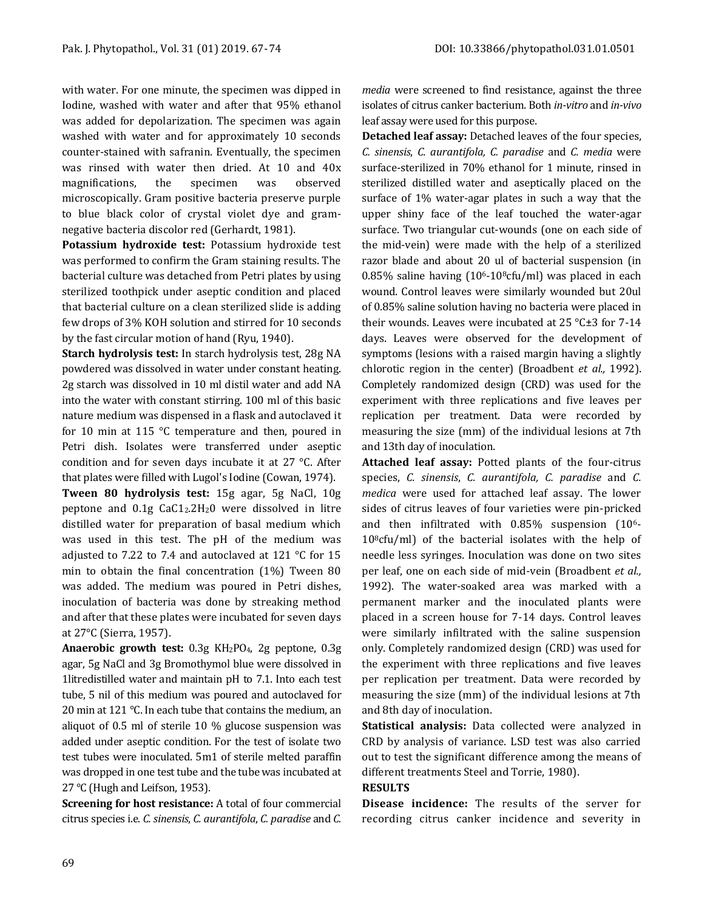with water. For one minute, the specimen was dipped in Iodine, washed with water and after that 95% ethanol was added for depolarization. The specimen was again washed with water and for approximately 10 seconds counter-stained with safranin. Eventually, the specimen was rinsed with water then dried. At 10 and 40x magnifications, the specimen was observed microscopically. Gram positive bacteria preserve purple to blue black color of crystal violet dye and gram-negative bacteria discolor red (Gerhardt, 1981).

**Potassium hydroxide test:** Potassium hydroxide test was performed to confirm the Gram staining results. The bacterial culture was detached from Petri plates by using sterilized toothpick under aseptic condition and placed that bacterial culture on a clean sterilized slide is adding few drops of 3% KOH solution and stirred for 10 seconds by the fast circular motion of hand (Ryu, 1940).

**Starch hydrolysis test:** In starch hydrolysis test, 28g NA powdered was dissolved in water under constant heating. 2g starch was dissolved in 10 ml distil water and add NA into the water with constant stirring. 100 ml of this basic nature medium was dispensed in a flask and autoclaved it for 10 min at 115 °C temperature and then, poured in Petri dish. Isolates were transferred under aseptic condition and for seven days incubate it at 27 °C. After that plates were filled with Lugol's Iodine (Cowan, 1974).

**Tween 80 hydrolysis test:** 15g agar, 5g NaCl, 10g peptone and 0.1g $CaC1_2.2H_20$ were dissolved in litre distilled water for preparation of basal medium which was used in this test. The pH of the medium was adjusted to 7.22 to 7.4 and autoclaved at 121 °C for 15 min to obtain the final concentration (1%) Tween 80 was added. The medium was poured in Petri dishes, inoculation of bacteria was done by streaking method and after that these plates were incubated for seven days at 27°C (Sierra, 1957).

**Anaerobic growth test:** 0.3g $KH_2PO_4$, 2g peptone, 0.3g agar, 5g NaCl and 3g Bromothymol blue were dissolved in 1litredistilled water and maintain pH to 7.1. Into each test tube, 5 nil of this medium was poured and autoclaved for 20 min at 121 °C. In each tube that contains the medium, an aliquot of 0.5 ml of sterile 10 % glucose suspension was added under aseptic condition. For the test of isolate two test tubes were inoculated. 5m1 of sterile melted paraffin was dropped in one test tube and the tube was incubated at 27 °C (Hugh and Leifson, 1953).

**Screening for host resistance:** A total of four commercial citrus species i.e. *C. sinensis*, *C. aurantifola*, *C. paradise* and *C. media* were screened to find resistance, against the three isolates of citrus canker bacterium. Both *in-vitro* and *in-vivo* leaf assay were used for this purpose.

**Detached leaf assay:** Detached leaves of the four species, *C. sinensis*, *C. aurantifola, C. paradise* and *C. media* were surface-sterilized in 70% ethanol for 1 minute, rinsed in sterilized distilled water and aseptically placed on the surface of 1% water-agar plates in such a way that the upper shiny face of the leaf touched the water-agar surface. Two triangular cut-wounds (one on each side of the mid-vein) were made with the help of a sterilized razor blade and about 20 ul of bacterial suspension (in 0.85% saline having ($10^6$-$10^8$cfu/ml) was placed in each wound. Control leaves were similarly wounded but 20ul of 0.85% saline solution having no bacteria were placed in their wounds. Leaves were incubated at 25 °C±3 for 7-14 days. Leaves were observed for the development of symptoms (lesions with a raised margin having a slightly chlorotic region in the center) (Broadbent *et al.,* 1992). Completely randomized design (CRD) was used for the experiment with three replications and five leaves per replication per treatment. Data were recorded by measuring the size (mm) of the individual lesions at 7th and 13th day of inoculation.

**Attached leaf assay:** Potted plants of the four-citrus species, *C. sinensis*, *C. aurantifola, C. paradise* and *C. medica* were used for attached leaf assay. The lower sides of citrus leaves of four varieties were pin-pricked and then infiltrated with 0.85% suspension ($10^6$-$10^8$cfu/ml) of the bacterial isolates with the help of needle less syringes. Inoculation was done on two sites per leaf, one on each side of mid-vein (Broadbent *et al.,* 1992). The water-soaked area was marked with a permanent marker and the inoculated plants were placed in a screen house for 7-14 days. Control leaves were similarly infiltrated with the saline suspension only. Completely randomized design (CRD) was used for the experiment with three replications and five leaves per replication per treatment. Data were recorded by measuring the size (mm) of the individual lesions at 7th and 8th day of inoculation.

**Statistical analysis:** Data collected were analyzed in CRD by analysis of variance. LSD test was also carried out to test the significant difference among the means of different treatments Steel and Torrie, 1980).

## RESULTS

**Disease incidence:** The results of the server for recording citrus canker incidence and severity in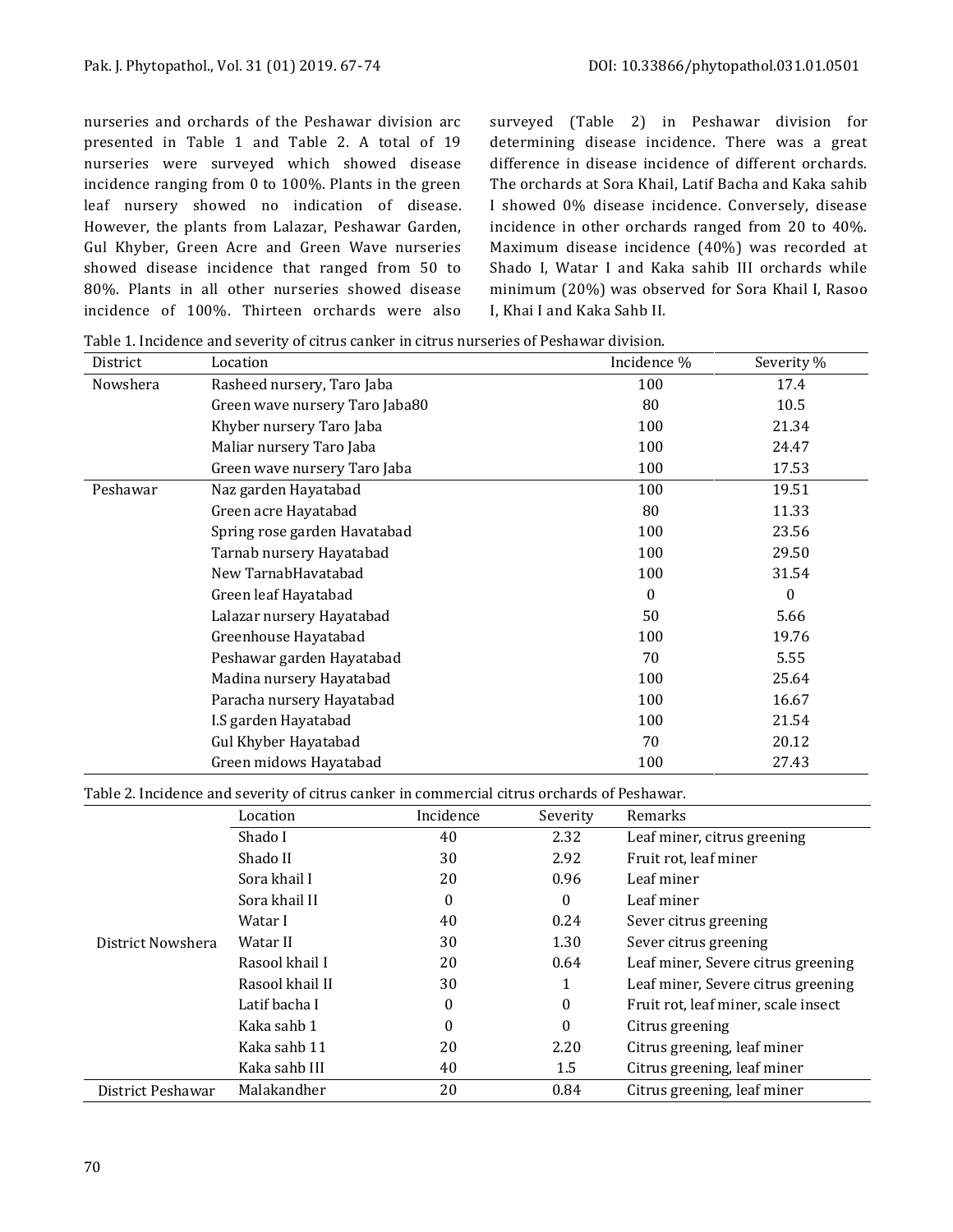nurseries and orchards of the Peshawar division arc presented in Table 1 and Table 2. A total of 19 nurseries were surveyed which showed disease incidence ranging from 0 to 100%. Plants in the green leaf nursery showed no indication of disease. However, the plants from Lalazar, Peshawar Garden, Gul Khyber, Green Acre and Green Wave nurseries showed disease incidence that ranged from 50 to 80%. Plants in all other nurseries showed disease incidence of 100%. Thirteen orchards were also surveyed (Table 2) in Peshawar division for determining disease incidence. There was a great difference in disease incidence of different orchards. The orchards at Sora Khail, Latif Bacha and Kaka sahib I showed 0% disease incidence. Conversely, disease incidence in other orchards ranged from 20 to 40%. Maximum disease incidence (40%) was recorded at Shado I, Watar I and Kaka sahib III orchards while minimum (20%) was observed for Sora Khail I, Rasoo I, Khai I and Kaka Sahb II.

Table 1. Incidence and severity of citrus canker in citrus nurseries of Peshawar division.

| District | Location | Incidence % | Severity % |
|---|---|---|---|
| Nowshera | Rasheed nursery, Taro Jaba | 100 | 17.4 |
| | Green wave nursery Taro Jaba80 | 80 | 10.5 |
| | Khyber nursery Taro Jaba | 100 | 21.34 |
| | Maliar nursery Taro Jaba | 100 | 24.47 |
| | Green wave nursery Taro Jaba | 100 | 17.53 |
| Peshawar | Naz garden Hayatabad | 100 | 19.51 |
| | Green acre Hayatabad | 80 | 11.33 |
| | Spring rose garden Havatabad | 100 | 23.56 |
| | Tarnab nursery Hayatabad | 100 | 29.50 |
| | New TarnabHavatabad | 100 | 31.54 |
| | Green leaf Hayatabad | 0 | 0 |
| | Lalazar nursery Hayatabad | 50 | 5.66 |
| | Greenhouse Hayatabad | 100 | 19.76 |
| | Peshawar garden Hayatabad | 70 | 5.55 |
| | Madina nursery Hayatabad | 100 | 25.64 |
| | Paracha nursery Hayatabad | 100 | 16.67 |
| | I.S garden Hayatabad | 100 | 21.54 |
| | Gul Khyber Hayatabad | 70 | 20.12 |
| | Green midows Hayatabad | 100 | 27.43 |

Table 2. Incidence and severity of citrus canker in commercial citrus orchards of Peshawar.

| | Location | Incidence | Severity | Remarks |
|---|---|---|---|---|
| District Nowshera | Shado I | 40 | 2.32 | Leaf miner, citrus greening |
| | Shado II | 30 | 2.92 | Fruit rot, leaf miner |
| | Sora khail I | 20 | 0.96 | Leaf miner |
| | Sora khail II | 0 | 0 | Leaf miner |
| | Watar I | 40 | 0.24 | Sever citrus greening |
| | Watar II | 30 | 1.30 | Sever citrus greening |
| | Rasool khail I | 20 | 0.64 | Leaf miner, Severe citrus greening |
| | Rasool khail II | 30 | 1 | Leaf miner, Severe citrus greening |
| | Latif bacha I | 0 | 0 | Fruit rot, leaf miner, scale insect |
| | Kaka sahb 1 | 0 | 0 | Citrus greening |
| | Kaka sahb 11 | 20 | 2.20 | Citrus greening, leaf miner |
| | Kaka sahb III | 40 | 1.5 | Citrus greening, leaf miner |
| District Peshawar | Malakandher | 20 | 0.84 | Citrus greening, leaf miner |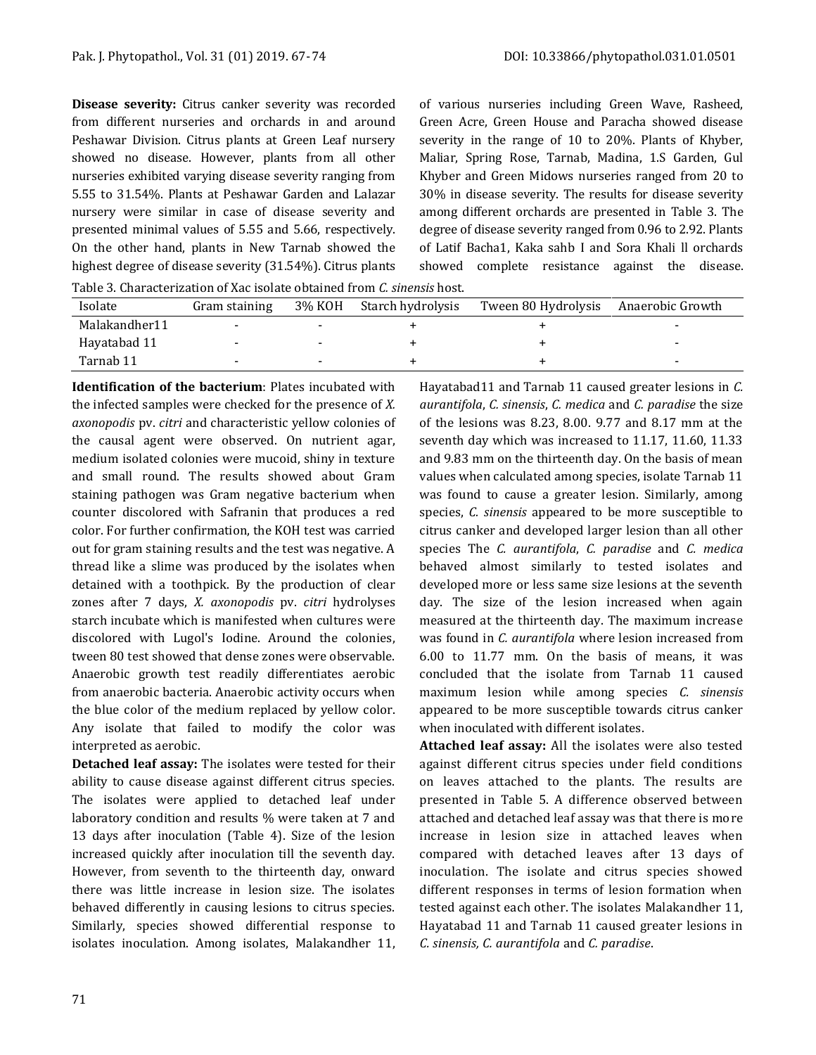**Disease severity:** Citrus canker severity was recorded from different nurseries and orchards in and around Peshawar Division. Citrus plants at Green Leaf nursery showed no disease. However, plants from all other nurseries exhibited varying disease severity ranging from 5.55 to 31.54%. Plants at Peshawar Garden and Lalazar nursery were similar in case of disease severity and presented minimal values of 5.55 and 5.66, respectively. On the other hand, plants in New Tarnab showed the highest degree of disease severity (31.54%). Citrus plants of various nurseries including Green Wave, Rasheed, Green Acre, Green House and Paracha showed disease severity in the range of 10 to 20%. Plants of Khyber, Maliar, Spring Rose, Tarnab, Madina, 1.S Garden, Gul Khyber and Green Midows nurseries ranged from 20 to 30% in disease severity. The results for disease severity among different orchards are presented in Table 3. The degree of disease severity ranged from 0.96 to 2.92. Plants of Latif Bacha1, Kaka sahb I and Sora Khali ll orchards showed complete resistance against the disease.

Table 3. Characterization of Xac isolate obtained from *C. sinensis* host.

| Isolate | Gram staining | 3% KOH | Starch hydrolysis | Tween 80 Hydrolysis | Anaerobic Growth |
|---|---|---|---|---|---|
| Malakandher11 | - | - | + | + | - |
| Hayatabad 11 | - | - | + | + | - |
| Tarnab 11 | - | - | + | + | - |

**Identification of the bacterium**: Plates incubated with the infected samples were checked for the presence of *X. axonopodis* pv. *citri* and characteristic yellow colonies of the causal agent were observed. On nutrient agar, medium isolated colonies were mucoid, shiny in texture and small round. The results showed about Gram staining pathogen was Gram negative bacterium when counter discolored with Safranin that produces a red color. For further confirmation, the KOH test was carried out for gram staining results and the test was negative. A thread like a slime was produced by the isolates when detained with a toothpick. By the production of clear zones after 7 days, *X. axonopodis* pv. *citri* hydrolyses starch incubate which is manifested when cultures were discolored with Lugol's Iodine. Around the colonies, tween 80 test showed that dense zones were observable. Anaerobic growth test readily differentiates aerobic from anaerobic bacteria. Anaerobic activity occurs when the blue color of the medium replaced by yellow color. Any isolate that failed to modify the color was interpreted as aerobic.

**Detached leaf assay:** The isolates were tested for their ability to cause disease against different citrus species. The isolates were applied to detached leaf under laboratory condition and results % were taken at 7 and 13 days after inoculation (Table 4). Size of the lesion increased quickly after inoculation till the seventh day. However, from seventh to the thirteenth day, onward there was little increase in lesion size. The isolates behaved differently in causing lesions to citrus species. Similarly, species showed differential response to isolates inoculation. Among isolates, Malakandher 11, Hayatabad11 and Tarnab 11 caused greater lesions in *C. aurantifola*, *C. sinensis*, *C. medica* and *C. paradise* the size of the lesions was 8.23, 8.00. 9.77 and 8.17 mm at the seventh day which was increased to 11.17, 11.60, 11.33 and 9.83 mm on the thirteenth day. On the basis of mean values when calculated among species, isolate Tarnab 11 was found to cause a greater lesion. Similarly, among species, *C. sinensis* appeared to be more susceptible to citrus canker and developed larger lesion than all other species The *C. aurantifola*, *C. paradise* and *C. medica* behaved almost similarly to tested isolates and developed more or less same size lesions at the seventh day. The size of the lesion increased when again measured at the thirteenth day. The maximum increase was found in *C. aurantifola* where lesion increased from 6.00 to 11.77 mm. On the basis of means, it was concluded that the isolate from Tarnab 11 caused maximum lesion while among species *C. sinensis* appeared to be more susceptible towards citrus canker when inoculated with different isolates.

**Attached leaf assay:** All the isolates were also tested against different citrus species under field conditions on leaves attached to the plants. The results are presented in Table 5. A difference observed between attached and detached leaf assay was that there is more increase in lesion size in attached leaves when compared with detached leaves after 13 days of inoculation. The isolate and citrus species showed different responses in terms of lesion formation when tested against each other. The isolates Malakandher 11, Hayatabad 11 and Tarnab 11 caused greater lesions in *C. sinensis, C. aurantifola* and *C. paradise*.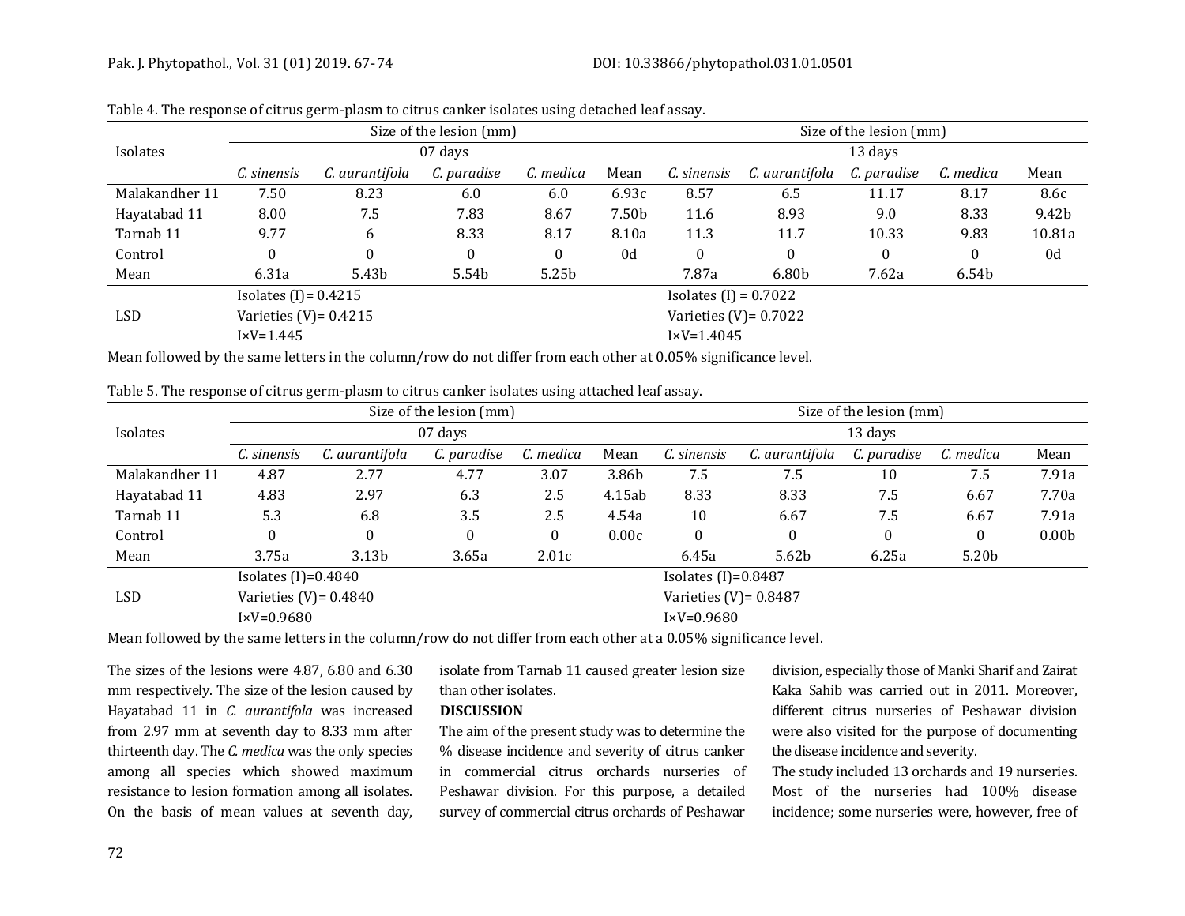Table 4. The response of citrus germ-plasm to citrus canker isolates using detached leaf assay.

| Isolates | Size of the lesion (mm) | | | | | Size of the lesion (mm) | | | | |
|---|---|---|---|---|---|---|---|---|---|---|
| | 07 days | | | | | 13 days | | | | |
| | *C. sinensis* | *C. aurantifola* | *C. paradise* | *C. medica* | Mean | *C. sinensis* | *C. aurantifola* | *C. paradise* | *C. medica* | Mean |
| Malakandher 11 | 7.50 | 8.23 | 6.0 | 6.0 | 6.93c | 8.57 | 6.5 | 11.17 | 8.17 | 8.6c |
| Hayatabad 11 | 8.00 | 7.5 | 7.83 | 8.67 | 7.50b | 11.6 | 8.93 | 9.0 | 8.33 | 9.42b |
| Tarnab 11 | 9.77 | 6 | 8.33 | 8.17 | 8.10a | 11.3 | 11.7 | 10.33 | 9.83 | 10.81a |
| Control | 0 | 0 | 0 | 0 | 0d | 0 | 0 | 0 | 0 | 0d |
| Mean | 6.31a | 5.43b | 5.54b | 5.25b | | 7.87a | 6.80b | 7.62a | 6.54b | |
| LSD | Isolates (I)= 0.4215 | | | | | Isolates (I) = 0.7022 | | | | |
| | Varieties (V)= 0.4215 | | | | | Varieties (V)= 0.7022 | | | | |
| | I×V=1.445 | | | | | I×V=1.4045 | | | | |

Mean followed by the same letters in the column/row do not differ from each other at 0.05% significance level.

Table 5. The response of citrus germ-plasm to citrus canker isolates using attached leaf assay.

| Isolates | Size of the lesion (mm) | | | | | Size of the lesion (mm) | | | | |
|---|---|---|---|---|---|---|---|---|---|---|
| | 07 days | | | | | 13 days | | | | |
| | *C. sinensis* | *C. aurantifola* | *C. paradise* | *C. medica* | Mean | *C. sinensis* | *C. aurantifola* | *C. paradise* | *C. medica* | Mean |
| Malakandher 11 | 4.87 | 2.77 | 4.77 | 3.07 | 3.86b | 7.5 | 7.5 | 10 | 7.5 | 7.91a |
| Hayatabad 11 | 4.83 | 2.97 | 6.3 | 2.5 | 4.15ab | 8.33 | 8.33 | 7.5 | 6.67 | 7.70a |
| Tarnab 11 | 5.3 | 6.8 | 3.5 | 2.5 | 4.54a | 10 | 6.67 | 7.5 | 6.67 | 7.91a |
| Control | 0 | 0 | 0 | 0 | 0.00c | 0 | 0 | 0 | 0 | 0.00b |
| Mean | 3.75a | 3.13b | 3.65a | 2.01c | | 6.45a | 5.62b | 6.25a | 5.20b | |
| LSD | Isolates (I)=0.4840 | | | | | Isolates (I)=0.8487 | | | | |
| | Varieties (V)= 0.4840 | | | | | Varieties (V)= 0.8487 | | | | |
| | I×V=0.9680 | | | | | I×V=0.9680 | | | | |

Mean followed by the same letters in the column/row do not differ from each other at a 0.05% significance level.

The sizes of the lesions were 4.87, 6.80 and 6.30 mm respectively. The size of the lesion caused by Hayatabad 11 in *C. aurantifola* was increased from 2.97 mm at seventh day to 8.33 mm after thirteenth day. The *C. medica* was the only species among all species which showed maximum resistance to lesion formation among all isolates. On the basis of mean values at seventh day, isolate from Tarnab 11 caused greater lesion size than other isolates.

## DISCUSSION

The aim of the present study was to determine the % disease incidence and severity of citrus canker in commercial citrus orchards nurseries of Peshawar division. For this purpose, a detailed survey of commercial citrus orchards of Peshawar division, especially those of Manki Sharif and Zairat Kaka Sahib was carried out in 2011. Moreover, different citrus nurseries of Peshawar division were also visited for the purpose of documenting the disease incidence and severity.

The study included 13 orchards and 19 nurseries. Most of the nurseries had 100% disease incidence; some nurseries were, however, free of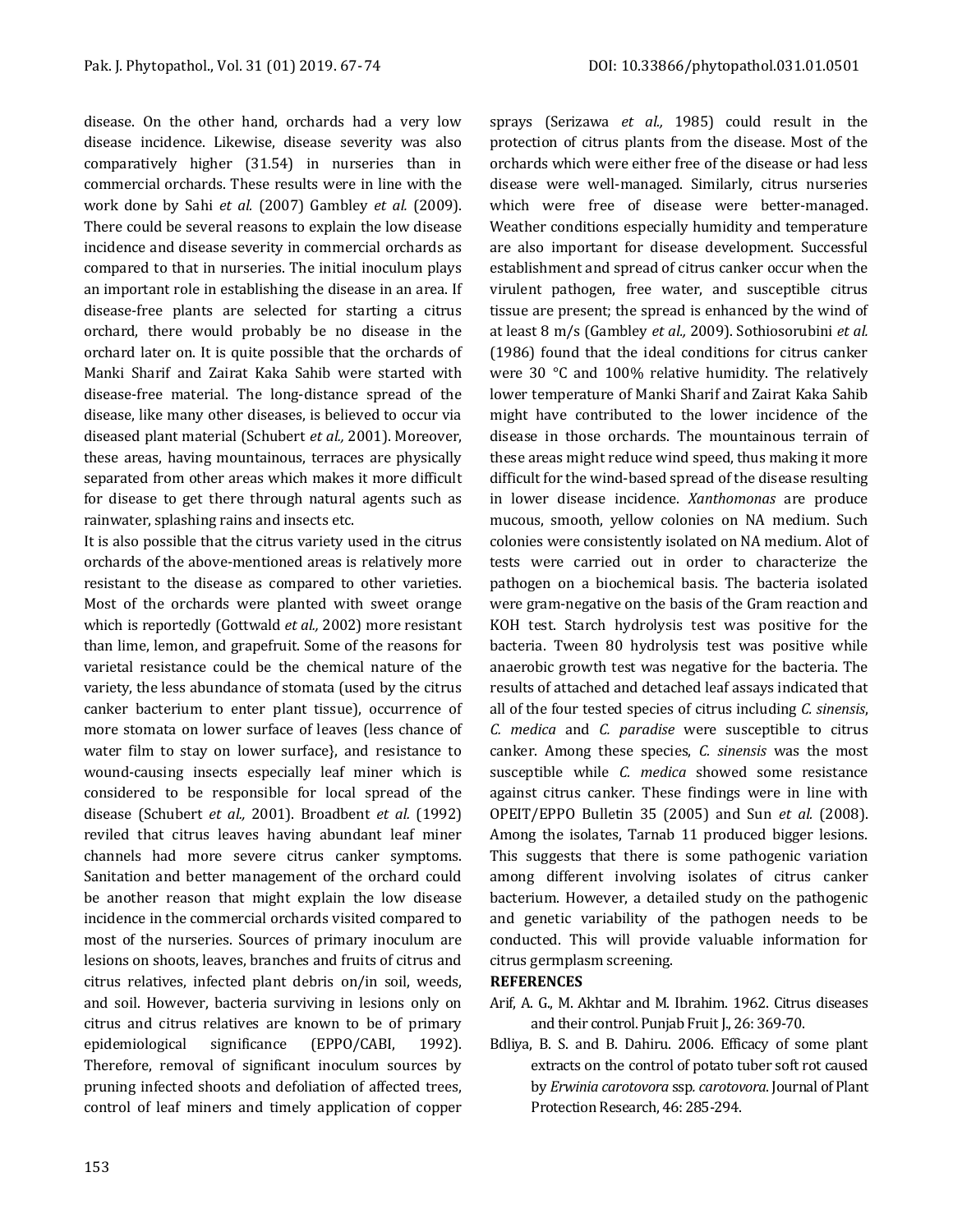disease. On the other hand, orchards had a very low disease incidence. Likewise, disease severity was also comparatively higher (31.54) in nurseries than in commercial orchards. These results were in line with the work done by Sahi *et al.* (2007) Gambley *et al.* (2009). There could be several reasons to explain the low disease incidence and disease severity in commercial orchards as compared to that in nurseries. The initial inoculum plays an important role in establishing the disease in an area. If disease-free plants are selected for starting a citrus orchard, there would probably be no disease in the orchard later on. It is quite possible that the orchards of Manki Sharif and Zairat Kaka Sahib were started with disease-free material. The long-distance spread of the disease, like many other diseases, is believed to occur via diseased plant material (Schubert *et al.,* 2001). Moreover, these areas, having mountainous, terraces are physically separated from other areas which makes it more difficult for disease to get there through natural agents such as rainwater, splashing rains and insects etc.

It is also possible that the citrus variety used in the citrus orchards of the above-mentioned areas is relatively more resistant to the disease as compared to other varieties. Most of the orchards were planted with sweet orange which is reportedly (Gottwald *et al.,* 2002) more resistant than lime, lemon, and grapefruit. Some of the reasons for varietal resistance could be the chemical nature of the variety, the less abundance of stomata (used by the citrus canker bacterium to enter plant tissue), occurrence of more stomata on lower surface of leaves (less chance of water film to stay on lower surface}, and resistance to wound-causing insects especially leaf miner which is considered to be responsible for local spread of the disease (Schubert *et al.,* 2001). Broadbent *et al.* (1992) reviled that citrus leaves having abundant leaf miner channels had more severe citrus canker symptoms. Sanitation and better management of the orchard could be another reason that might explain the low disease incidence in the commercial orchards visited compared to most of the nurseries. Sources of primary inoculum are lesions on shoots, leaves, branches and fruits of citrus and citrus relatives, infected plant debris on/in soil, weeds, and soil. However, bacteria surviving in lesions only on citrus and citrus relatives are known to be of primary epidemiological significance (EPPO/CABI, 1992). Therefore, removal of significant inoculum sources by pruning infected shoots and defoliation of affected trees, control of leaf miners and timely application of copper sprays (Serizawa *et al.,* 1985) could result in the protection of citrus plants from the disease. Most of the orchards which were either free of the disease or had less disease were well-managed. Similarly, citrus nurseries which were free of disease were better-managed. Weather conditions especially humidity and temperature are also important for disease development. Successful establishment and spread of citrus canker occur when the virulent pathogen, free water, and susceptible citrus tissue are present; the spread is enhanced by the wind of at least 8 m/s (Gambley *et al.,* 2009). Sothiosorubini *et al.* (1986) found that the ideal conditions for citrus canker were 30 °C and 100% relative humidity. The relatively lower temperature of Manki Sharif and Zairat Kaka Sahib might have contributed to the lower incidence of the disease in those orchards. The mountainous terrain of these areas might reduce wind speed, thus making it more difficult for the wind-based spread of the disease resulting in lower disease incidence. *Xanthomonas* are produce mucous, smooth, yellow colonies on NA medium. Such colonies were consistently isolated on NA medium. Alot of tests were carried out in order to characterize the pathogen on a biochemical basis. The bacteria isolated were gram-negative on the basis of the Gram reaction and KOH test. Starch hydrolysis test was positive for the bacteria. Tween 80 hydrolysis test was positive while anaerobic growth test was negative for the bacteria. The results of attached and detached leaf assays indicated that all of the four tested species of citrus including *C. sinensis*, *C. medica* and *C. paradise* were susceptible to citrus canker. Among these species, *C. sinensis* was the most susceptible while *C. medica* showed some resistance against citrus canker. These findings were in line with OPEIT/EPPO Bulletin 35 (2005) and Sun *et al.* (2008). Among the isolates, Tarnab 11 produced bigger lesions. This suggests that there is some pathogenic variation among different involving isolates of citrus canker bacterium. However, a detailed study on the pathogenic and genetic variability of the pathogen needs to be conducted. This will provide valuable information for citrus germplasm screening.

## REFERENCES

Arif, A. G., M. Akhtar and M. Ibrahim. 1962. Citrus diseases and their control. Punjab Fruit J., 26: 369-70.

Bdliya, B. S. and B. Dahiru. 2006. Efficacy of some plant extracts on the control of potato tuber soft rot caused by *Erwinia carotovora* ssp. *carotovora*. Journal of Plant Protection Research, 46: 285-294.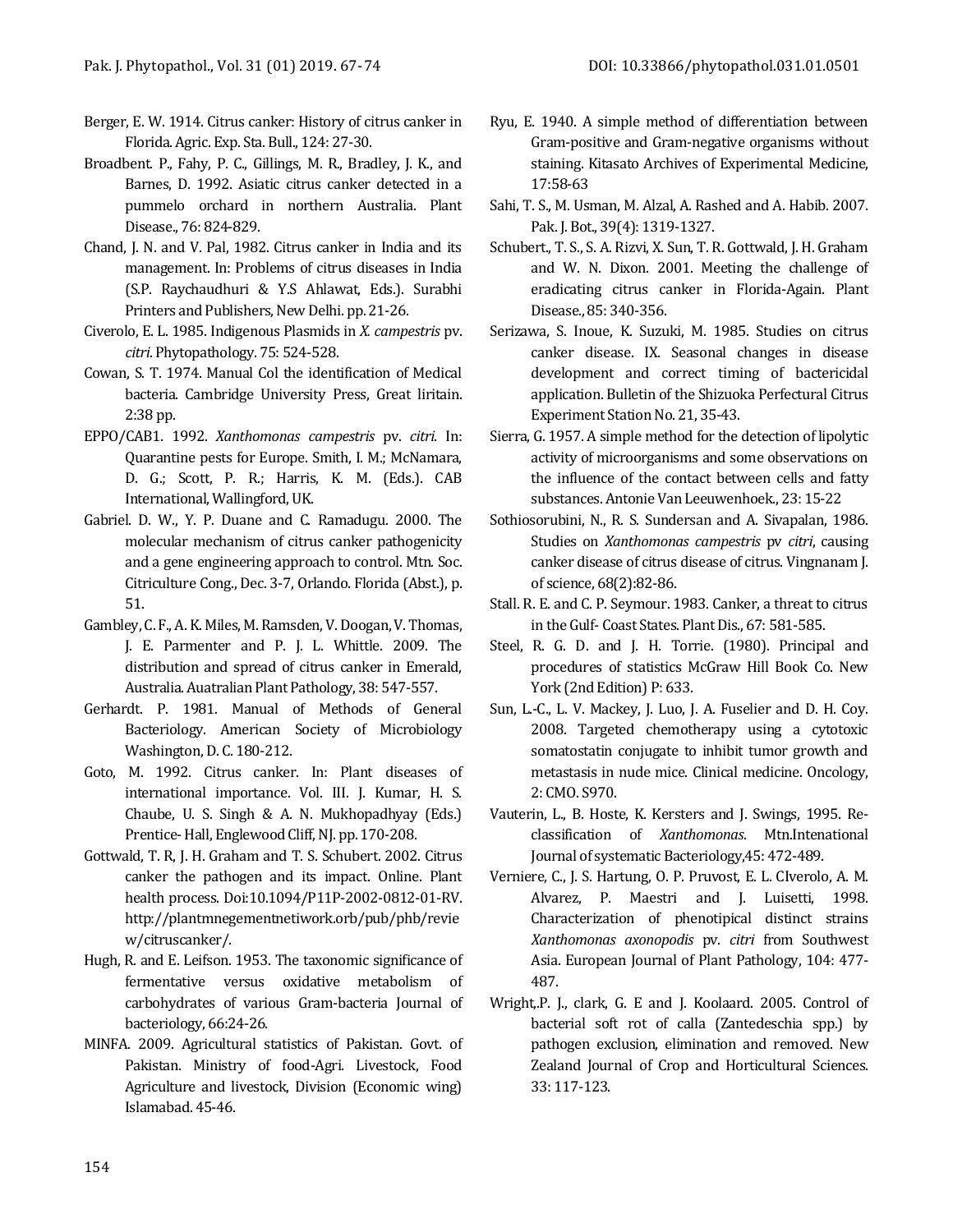Berger, E. W. 1914. Citrus canker: History of citrus canker in Florida. Agric. Exp. Sta. Bull., 124: 27-30.

Broadbent. P., Fahy, P. C., Gillings, M. R., Bradley, J. K., and Barnes, D. 1992. Asiatic citrus canker detected in a pummelo orchard in northern Australia. Plant Disease., 76: 824-829.

Chand, J. N. and V. Pal, 1982. Citrus canker in India and its management. In: Problems of citrus diseases in India (S.P. Raychaudhuri & Y.S Ahlawat, Eds.). Surabhi Printers and Publishers, New Delhi. pp. 21-26.

Civerolo, E. L. 1985. Indigenous Plasmids in *X. campestris* pv. *citri*. Phytopathology. 75: 524-528.

Cowan, S. T. 1974. Manual Col the identification of Medical bacteria. Cambridge University Press, Great liritain. 2:38 pp.

EPPO/CAB1. 1992. *Xanthomonas campestris* pv. *citri*. In: Quarantine pests for Europe. Smith, I. M.; McNamara, D. G.; Scott, P. R.; Harris, K. M. (Eds.). CAB International, Wallingford, UK.

Gabriel. D. W., Y. P. Duane and C. Ramadugu. 2000. The molecular mechanism of citrus canker pathogenicity and a gene engineering approach to control. Mtn. Soc. Citriculture Cong., Dec. 3-7, Orlando. Florida (Abst.), p. 51.

Gambley, C. F., A. K. Miles, M. Ramsden, V. Doogan, V. Thomas, J. E. Parmenter and P. J. L. Whittle. 2009. The distribution and spread of citrus canker in Emerald, Australia. Auatralian Plant Pathology, 38: 547-557.

Gerhardt. P. 1981. Manual of Methods of General Bacteriology. American Society of Microbiology Washington, D. C. 180-212.

Goto, M. 1992. Citrus canker. In: Plant diseases of international importance. Vol. III. J. Kumar, H. S. Chaube, U. S. Singh & A. N. Mukhopadhyay (Eds.) Prentice- Hall, Englewood Cliff, NJ. pp. 170-208.

Gottwald, T. R, J. H. Graham and T. S. Schubert. 2002. Citrus canker the pathogen and its impact. Online. Plant health process. Doi:10.1094/P11P-2002-0812-01-RV. http://plantmnegementnetiwork.orb/pub/phb/review/citruscanker/.

Hugh, R. and E. Leifson. 1953. The taxonomic significance of fermentative versus oxidative metabolism of carbohydrates of various Gram-bacteria Journal of bacteriology, 66:24-26.

MINFA. 2009. Agricultural statistics of Pakistan. Govt. of Pakistan. Ministry of food-Agri. Livestock, Food Agriculture and livestock, Division (Economic wing) Islamabad. 45-46.

Ryu, E. 1940. A simple method of differentiation between Gram-positive and Gram-negative organisms without staining. Kitasato Archives of Experimental Medicine, 17:58-63

Sahi, T. S., M. Usman, M. Alzal, A. Rashed and A. Habib. 2007. Pak. J. Bot., 39(4): 1319-1327.

Schubert., T. S., S. A. Rizvi, X. Sun, T. R. Gottwald, J. H. Graham and W. N. Dixon. 2001. Meeting the challenge of eradicating citrus canker in Florida-Again. Plant Disease., 85: 340-356.

Serizawa, S. Inoue, K. Suzuki, M. 1985. Studies on citrus canker disease. IX. Seasonal changes in disease development and correct timing of bactericidal application. Bulletin of the Shizuoka Perfectural Citrus Experiment Station No. 21, 35-43.

Sierra, G. 1957. A simple method for the detection of lipolytic activity of microorganisms and some observations on the influence of the contact between cells and fatty substances. Antonie Van Leeuwenhoek., 23: 15-22

Sothiosorubini, N., R. S. Sundersan and A. Sivapalan, 1986. Studies on *Xanthomonas campestris* pv *citri*, causing canker disease of citrus disease of citrus. Vignanam J. of science, 68(2):82-86.

Stall. R. E. and C. P. Seymour. 1983. Canker, a threat to citrus in the Gulf- Coast States. Plant Dis., 67: 581-585.

Steel, R. G. D. and J. H. Torrie. (1980). Principal and procedures of statistics McGraw Hill Book Co. New York (2nd Edition) P: 633.

Sun, L.-C., L. V. Mackey, J. Luo, J. A. Fuselier and D. H. Coy. 2008. Targeted chemotherapy using a cytotoxic somatostatin conjugate to inhibit tumor growth and metastasis in nude mice. Clinical medicine. Oncology, 2: CMO. S970.

Vauterin, L., B. Hoste, K. Kersters and J. Swings, 1995. Re-classification of *Xanthomonas*. Mtn.Intenational Journal of systematic Bacteriology,45: 472-489.

Verniere, C., J. S. Hartung, O. P. Pruvost, E. L. CIverolo, A. M. Alvarez, P. Maestri and J. Luisetti, 1998. Characterization of phenotipical distinct strains *Xanthomonas axonopodis* pv. *citri* from Southwest Asia. European Journal of Plant Pathology, 104: 477-487.

Wright,.P. J., clark, G. E and J. Koolaard. 2005. Control of bacterial soft rot of calla (Zantedeschia spp.) by pathogen exclusion, elimination and removed. New Zealand Journal of Crop and Horticultural Sciences. 33: 117-123.